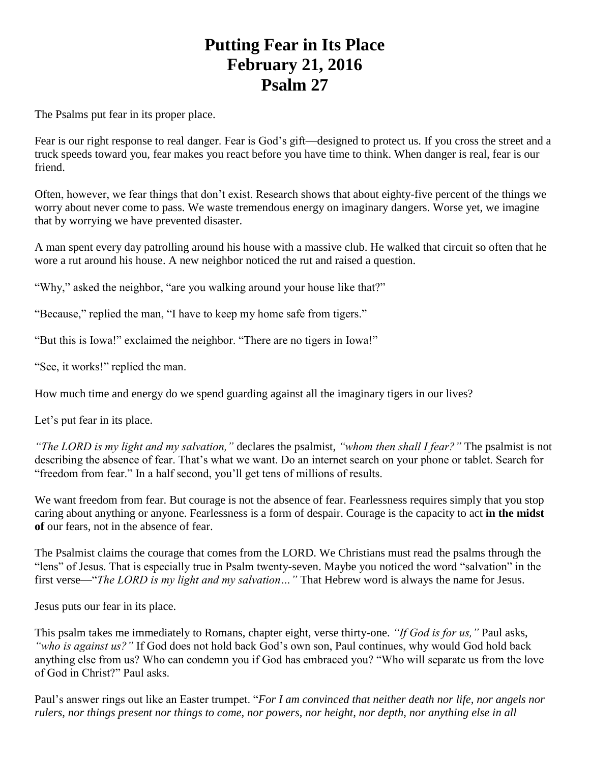# Putting Fear in Its Place
# February 21, 2016
# Psalm 27

The Psalms put fear in its proper place.

Fear is our right response to real danger. Fear is God's gift—designed to protect us. If you cross the street and a truck speeds toward you, fear makes you react before you have time to think. When danger is real, fear is our friend.

Often, however, we fear things that don't exist. Research shows that about eighty-five percent of the things we worry about never come to pass. We waste tremendous energy on imaginary dangers. Worse yet, we imagine that by worrying we have prevented disaster.

A man spent every day patrolling around his house with a massive club. He walked that circuit so often that he wore a rut around his house. A new neighbor noticed the rut and raised a question.

"Why," asked the neighbor, "are you walking around your house like that?"

"Because," replied the man, "I have to keep my home safe from tigers."

"But this is Iowa!" exclaimed the neighbor. "There are no tigers in Iowa!"

"See, it works!" replied the man.

How much time and energy do we spend guarding against all the imaginary tigers in our lives?

Let's put fear in its place.

*"The LORD is my light and my salvation,"* declares the psalmist, *"whom then shall I fear?"* The psalmist is not describing the absence of fear. That's what we want. Do an internet search on your phone or tablet. Search for "freedom from fear." In a half second, you'll get tens of millions of results.

We want freedom from fear. But courage is not the absence of fear. Fearlessness requires simply that you stop caring about anything or anyone. Fearlessness is a form of despair. Courage is the capacity to act **in the midst of** our fears, not in the absence of fear.

The Psalmist claims the courage that comes from the LORD. We Christians must read the psalms through the "lens" of Jesus. That is especially true in Psalm twenty-seven. Maybe you noticed the word "salvation" in the first verse—"*The LORD is my light and my salvation…"* That Hebrew word is always the name for Jesus.

Jesus puts our fear in its place.

This psalm takes me immediately to Romans, chapter eight, verse thirty-one. *"If God is for us,"* Paul asks, *"who is against us?"* If God does not hold back God's own son, Paul continues, why would God hold back anything else from us? Who can condemn you if God has embraced you? "Who will separate us from the love of God in Christ?" Paul asks.

Paul's answer rings out like an Easter trumpet. "*For I am convinced that neither death nor life, nor angels nor rulers, nor things present nor things to come, nor powers, nor height, nor depth, nor anything else in all*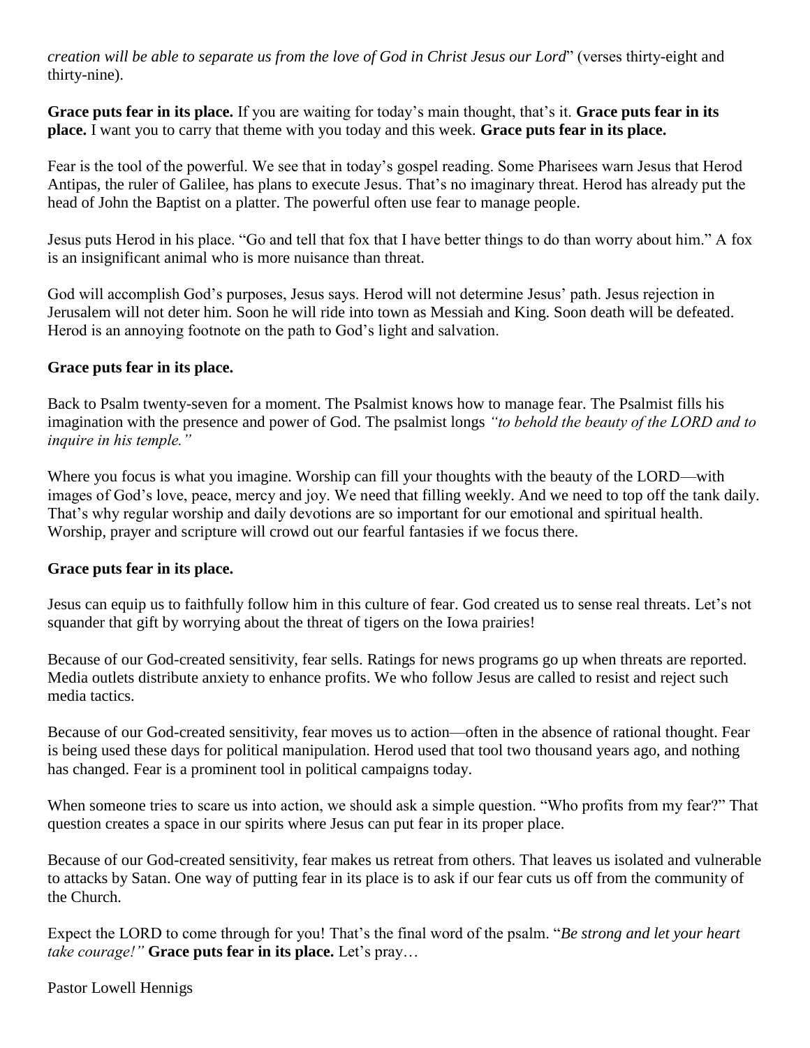*creation will be able to separate us from the love of God in Christ Jesus our Lord*" (verses thirty-eight and thirty-nine).

**Grace puts fear in its place.** If you are waiting for today's main thought, that's it. **Grace puts fear in its place.** I want you to carry that theme with you today and this week. **Grace puts fear in its place.**

Fear is the tool of the powerful. We see that in today's gospel reading. Some Pharisees warn Jesus that Herod Antipas, the ruler of Galilee, has plans to execute Jesus. That's no imaginary threat. Herod has already put the head of John the Baptist on a platter. The powerful often use fear to manage people.

Jesus puts Herod in his place. "Go and tell that fox that I have better things to do than worry about him." A fox is an insignificant animal who is more nuisance than threat.

God will accomplish God's purposes, Jesus says. Herod will not determine Jesus' path. Jesus rejection in Jerusalem will not deter him. Soon he will ride into town as Messiah and King. Soon death will be defeated. Herod is an annoying footnote on the path to God's light and salvation.

**Grace puts fear in its place.**

Back to Psalm twenty-seven for a moment. The Psalmist knows how to manage fear. The Psalmist fills his imagination with the presence and power of God. The psalmist longs *"to behold the beauty of the LORD and to inquire in his temple."*

Where you focus is what you imagine. Worship can fill your thoughts with the beauty of the LORD—with images of God's love, peace, mercy and joy. We need that filling weekly. And we need to top off the tank daily. That's why regular worship and daily devotions are so important for our emotional and spiritual health. Worship, prayer and scripture will crowd out our fearful fantasies if we focus there.

**Grace puts fear in its place.**

Jesus can equip us to faithfully follow him in this culture of fear. God created us to sense real threats. Let's not squander that gift by worrying about the threat of tigers on the Iowa prairies!

Because of our God-created sensitivity, fear sells. Ratings for news programs go up when threats are reported. Media outlets distribute anxiety to enhance profits. We who follow Jesus are called to resist and reject such media tactics.

Because of our God-created sensitivity, fear moves us to action—often in the absence of rational thought. Fear is being used these days for political manipulation. Herod used that tool two thousand years ago, and nothing has changed. Fear is a prominent tool in political campaigns today.

When someone tries to scare us into action, we should ask a simple question. "Who profits from my fear?" That question creates a space in our spirits where Jesus can put fear in its proper place.

Because of our God-created sensitivity, fear makes us retreat from others. That leaves us isolated and vulnerable to attacks by Satan. One way of putting fear in its place is to ask if our fear cuts us off from the community of the Church.

Expect the LORD to come through for you! That's the final word of the psalm. "*Be strong and let your heart take courage!"* **Grace puts fear in its place.** Let's pray…

Pastor Lowell Hennigs